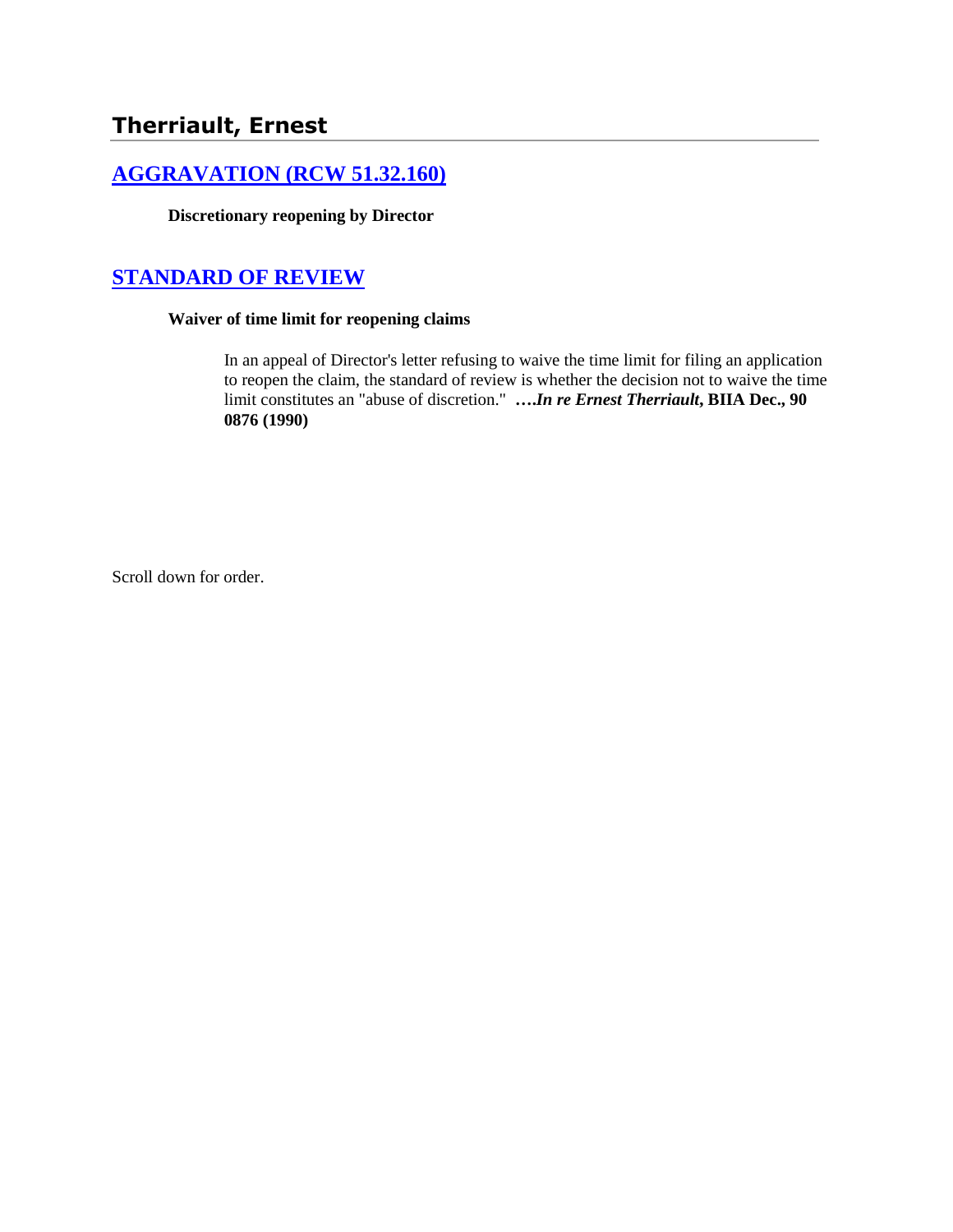# Therriault, Ernest

## [AGGRAVATION (RCW 51.32.160)]()

**Discretionary reopening by Director**

## [STANDARD OF REVIEW]()

**Waiver of time limit for reopening claims**

In an appeal of Director's letter refusing to waive the time limit for filing an application to reopen the claim, the standard of review is whether the decision not to waive the time limit constitutes an "abuse of discretion." ***….In re Ernest Therriault*, BIIA Dec., 90 0876 (1990)**

Scroll down for order.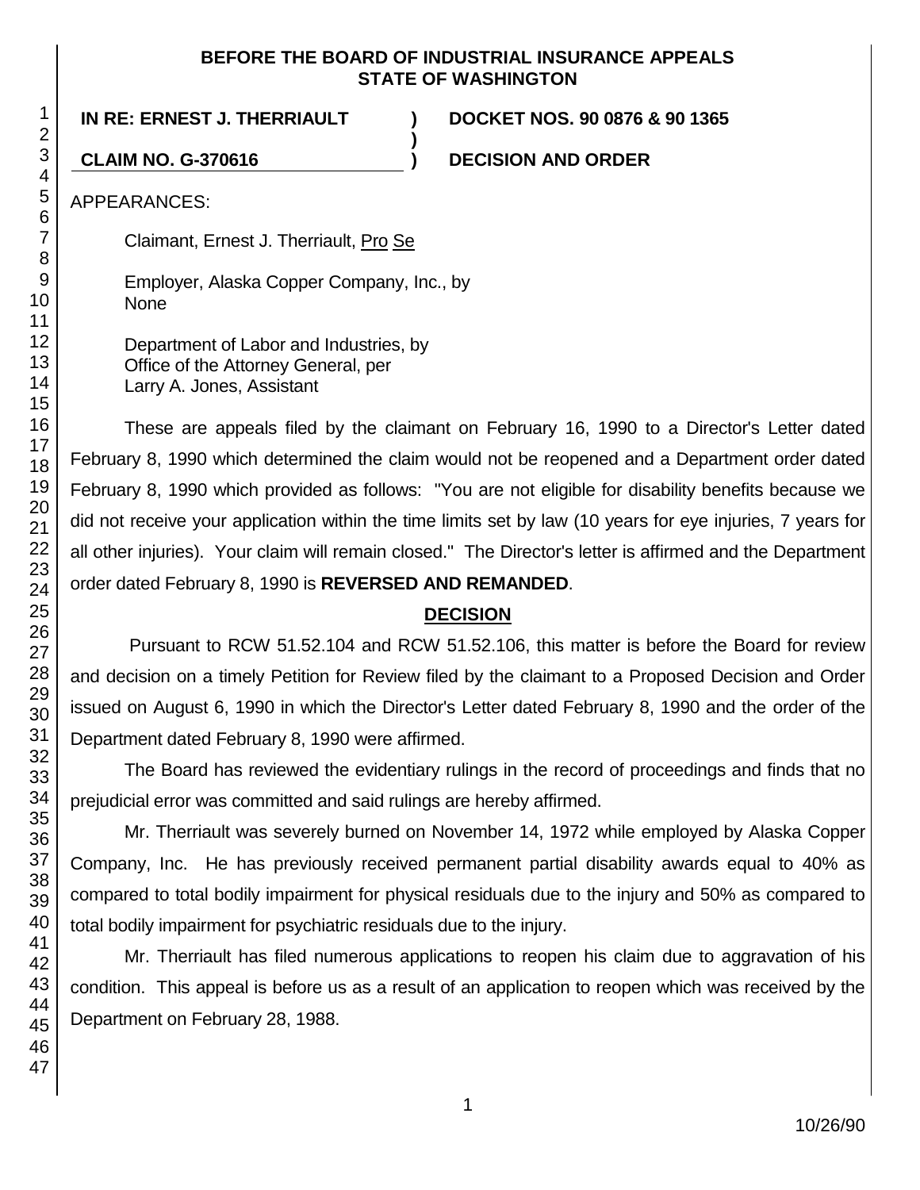**BEFORE THE BOARD OF INDUSTRIAL INSURANCE APPEALS**
**STATE OF WASHINGTON**

| | | |
|---|---|---|
| **IN RE: ERNEST J. THERRIAULT** | **)** | **DOCKET NOS. 90 0876 & 90 1365** |
| | **)** | |
| **CLAIM NO. G-370616** | **)** | **DECISION AND ORDER** |

APPEARANCES:

Claimant, Ernest J. Therriault, Pro Se

Employer, Alaska Copper Company, Inc., by
None

Department of Labor and Industries, by
Office of the Attorney General, per
Larry A. Jones, Assistant

These are appeals filed by the claimant on February 16, 1990 to a Director's Letter dated February 8, 1990 which determined the claim would not be reopened and a Department order dated February 8, 1990 which provided as follows: "You are not eligible for disability benefits because we did not receive your application within the time limits set by law (10 years for eye injuries, 7 years for all other injuries). Your claim will remain closed." The Director's letter is affirmed and the Department order dated February 8, 1990 is **REVERSED AND REMANDED**.

**DECISION**

Pursuant to RCW 51.52.104 and RCW 51.52.106, this matter is before the Board for review and decision on a timely Petition for Review filed by the claimant to a Proposed Decision and Order issued on August 6, 1990 in which the Director's Letter dated February 8, 1990 and the order of the Department dated February 8, 1990 were affirmed.

The Board has reviewed the evidentiary rulings in the record of proceedings and finds that no prejudicial error was committed and said rulings are hereby affirmed.

Mr. Therriault was severely burned on November 14, 1972 while employed by Alaska Copper Company, Inc. He has previously received permanent partial disability awards equal to 40% as compared to total bodily impairment for physical residuals due to the injury and 50% as compared to total bodily impairment for psychiatric residuals due to the injury.

Mr. Therriault has filed numerous applications to reopen his claim due to aggravation of his condition. This appeal is before us as a result of an application to reopen which was received by the Department on February 28, 1988.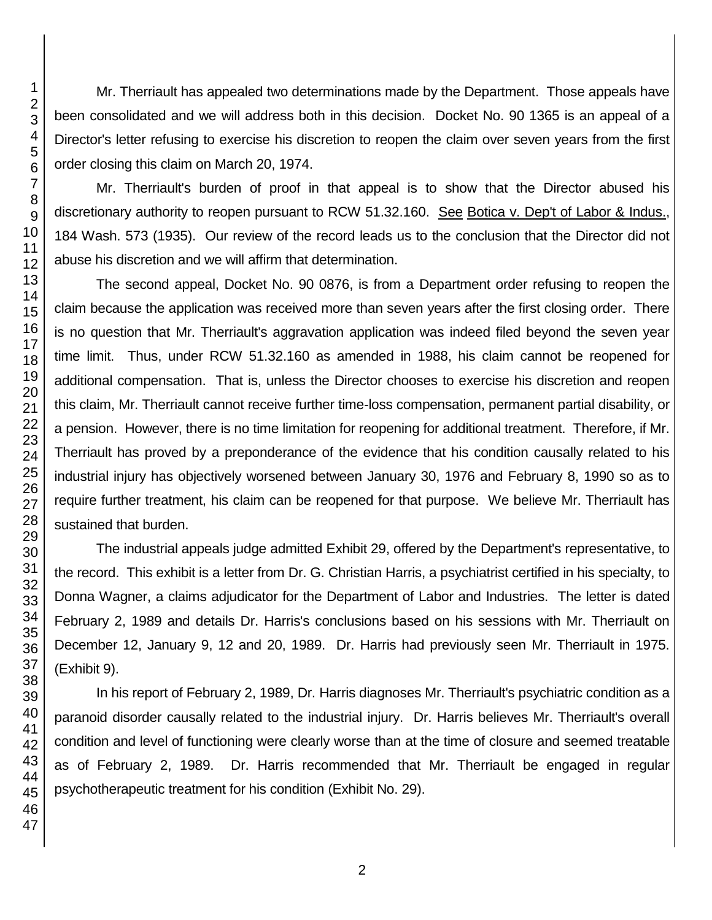Mr. Therriault has appealed two determinations made by the Department. Those appeals have been consolidated and we will address both in this decision. Docket No. 90 1365 is an appeal of a Director's letter refusing to exercise his discretion to reopen the claim over seven years from the first order closing this claim on March 20, 1974.

Mr. Therriault's burden of proof in that appeal is to show that the Director abused his discretionary authority to reopen pursuant to RCW 51.32.160. See Botica v. Dep't of Labor & Indus., 184 Wash. 573 (1935). Our review of the record leads us to the conclusion that the Director did not abuse his discretion and we will affirm that determination.

The second appeal, Docket No. 90 0876, is from a Department order refusing to reopen the claim because the application was received more than seven years after the first closing order. There is no question that Mr. Therriault's aggravation application was indeed filed beyond the seven year time limit. Thus, under RCW 51.32.160 as amended in 1988, his claim cannot be reopened for additional compensation. That is, unless the Director chooses to exercise his discretion and reopen this claim, Mr. Therriault cannot receive further time-loss compensation, permanent partial disability, or a pension. However, there is no time limitation for reopening for additional treatment. Therefore, if Mr. Therriault has proved by a preponderance of the evidence that his condition causally related to his industrial injury has objectively worsened between January 30, 1976 and February 8, 1990 so as to require further treatment, his claim can be reopened for that purpose. We believe Mr. Therriault has sustained that burden.

The industrial appeals judge admitted Exhibit 29, offered by the Department's representative, to the record. This exhibit is a letter from Dr. G. Christian Harris, a psychiatrist certified in his specialty, to Donna Wagner, a claims adjudicator for the Department of Labor and Industries. The letter is dated February 2, 1989 and details Dr. Harris's conclusions based on his sessions with Mr. Therriault on December 12, January 9, 12 and 20, 1989. Dr. Harris had previously seen Mr. Therriault in 1975. (Exhibit 9).

In his report of February 2, 1989, Dr. Harris diagnoses Mr. Therriault's psychiatric condition as a paranoid disorder causally related to the industrial injury. Dr. Harris believes Mr. Therriault's overall condition and level of functioning were clearly worse than at the time of closure and seemed treatable as of February 2, 1989. Dr. Harris recommended that Mr. Therriault be engaged in regular psychotherapeutic treatment for his condition (Exhibit No. 29).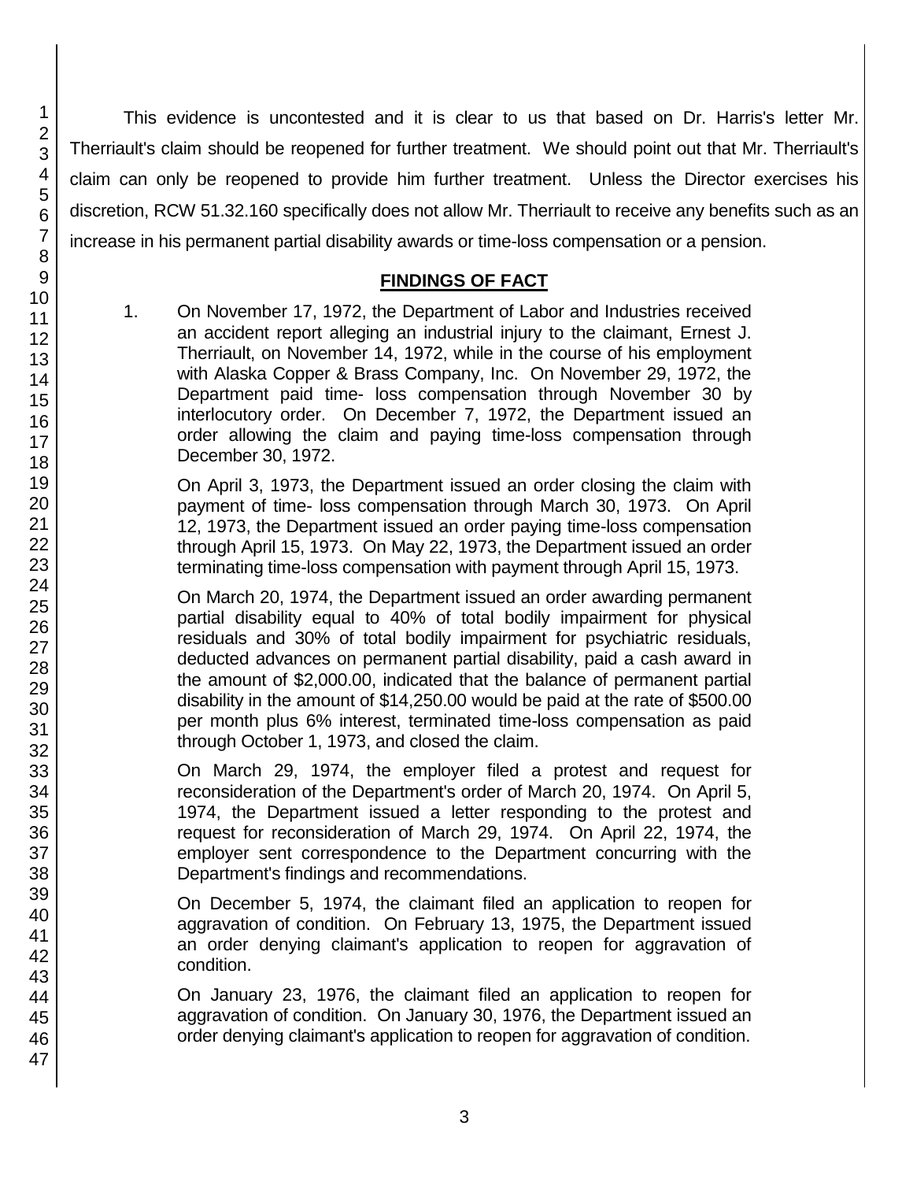This evidence is uncontested and it is clear to us that based on Dr. Harris's letter Mr. Therriault's claim should be reopened for further treatment. We should point out that Mr. Therriault's claim can only be reopened to provide him further treatment. Unless the Director exercises his discretion, RCW 51.32.160 specifically does not allow Mr. Therriault to receive any benefits such as an increase in his permanent partial disability awards or time-loss compensation or a pension.

## FINDINGS OF FACT

1. On November 17, 1972, the Department of Labor and Industries received an accident report alleging an industrial injury to the claimant, Ernest J. Therriault, on November 14, 1972, while in the course of his employment with Alaska Copper & Brass Company, Inc. On November 29, 1972, the Department paid time- loss compensation through November 30 by interlocutory order. On December 7, 1972, the Department issued an order allowing the claim and paying time-loss compensation through December 30, 1972.

   On April 3, 1973, the Department issued an order closing the claim with payment of time- loss compensation through March 30, 1973. On April 12, 1973, the Department issued an order paying time-loss compensation through April 15, 1973. On May 22, 1973, the Department issued an order terminating time-loss compensation with payment through April 15, 1973.

   On March 20, 1974, the Department issued an order awarding permanent partial disability equal to 40% of total bodily impairment for physical residuals and 30% of total bodily impairment for psychiatric residuals, deducted advances on permanent partial disability, paid a cash award in the amount of $2,000.00, indicated that the balance of permanent partial disability in the amount of $14,250.00 would be paid at the rate of $500.00 per month plus 6% interest, terminated time-loss compensation as paid through October 1, 1973, and closed the claim.

   On March 29, 1974, the employer filed a protest and request for reconsideration of the Department's order of March 20, 1974. On April 5, 1974, the Department issued a letter responding to the protest and request for reconsideration of March 29, 1974. On April 22, 1974, the employer sent correspondence to the Department concurring with the Department's findings and recommendations.

   On December 5, 1974, the claimant filed an application to reopen for aggravation of condition. On February 13, 1975, the Department issued an order denying claimant's application to reopen for aggravation of condition.

   On January 23, 1976, the claimant filed an application to reopen for aggravation of condition. On January 30, 1976, the Department issued an order denying claimant's application to reopen for aggravation of condition.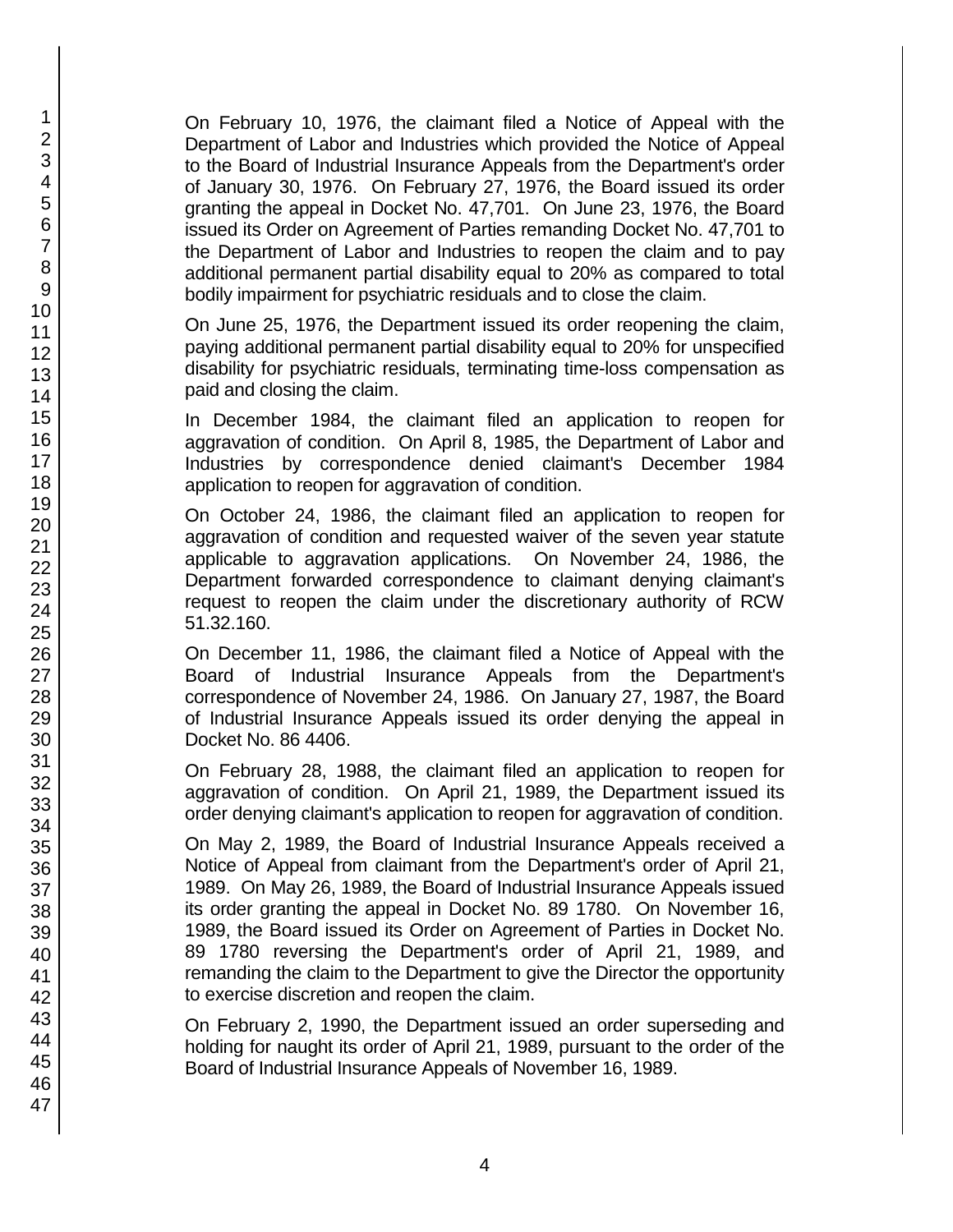On February 10, 1976, the claimant filed a Notice of Appeal with the Department of Labor and Industries which provided the Notice of Appeal to the Board of Industrial Insurance Appeals from the Department's order of January 30, 1976. On February 27, 1976, the Board issued its order granting the appeal in Docket No. 47,701. On June 23, 1976, the Board issued its Order on Agreement of Parties remanding Docket No. 47,701 to the Department of Labor and Industries to reopen the claim and to pay additional permanent partial disability equal to 20% as compared to total bodily impairment for psychiatric residuals and to close the claim.

On June 25, 1976, the Department issued its order reopening the claim, paying additional permanent partial disability equal to 20% for unspecified disability for psychiatric residuals, terminating time-loss compensation as paid and closing the claim.

In December 1984, the claimant filed an application to reopen for aggravation of condition. On April 8, 1985, the Department of Labor and Industries by correspondence denied claimant's December 1984 application to reopen for aggravation of condition.

On October 24, 1986, the claimant filed an application to reopen for aggravation of condition and requested waiver of the seven year statute applicable to aggravation applications. On November 24, 1986, the Department forwarded correspondence to claimant denying claimant's request to reopen the claim under the discretionary authority of RCW 51.32.160.

On December 11, 1986, the claimant filed a Notice of Appeal with the Board of Industrial Insurance Appeals from the Department's correspondence of November 24, 1986. On January 27, 1987, the Board of Industrial Insurance Appeals issued its order denying the appeal in Docket No. 86 4406.

On February 28, 1988, the claimant filed an application to reopen for aggravation of condition. On April 21, 1989, the Department issued its order denying claimant's application to reopen for aggravation of condition.

On May 2, 1989, the Board of Industrial Insurance Appeals received a Notice of Appeal from claimant from the Department's order of April 21, 1989. On May 26, 1989, the Board of Industrial Insurance Appeals issued its order granting the appeal in Docket No. 89 1780. On November 16, 1989, the Board issued its Order on Agreement of Parties in Docket No. 89 1780 reversing the Department's order of April 21, 1989, and remanding the claim to the Department to give the Director the opportunity to exercise discretion and reopen the claim.

On February 2, 1990, the Department issued an order superseding and holding for naught its order of April 21, 1989, pursuant to the order of the Board of Industrial Insurance Appeals of November 16, 1989.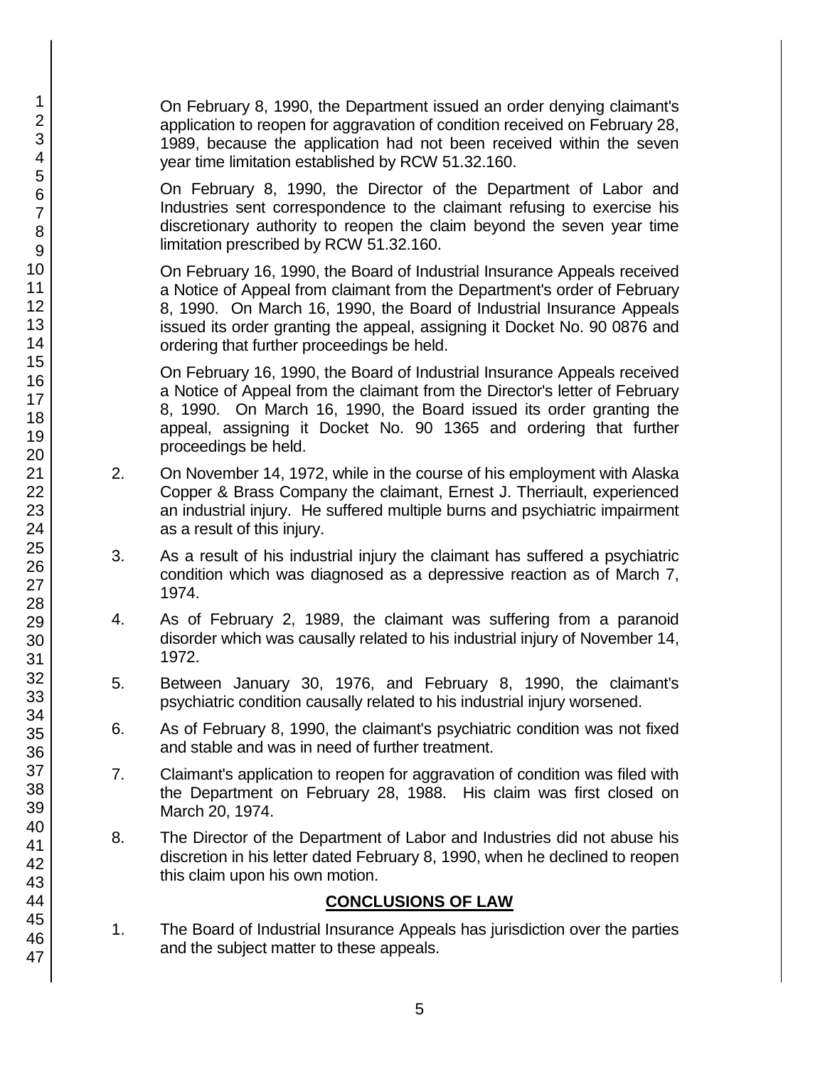On February 8, 1990, the Department issued an order denying claimant's application to reopen for aggravation of condition received on February 28, 1989, because the application had not been received within the seven year time limitation established by RCW 51.32.160.

On February 8, 1990, the Director of the Department of Labor and Industries sent correspondence to the claimant refusing to exercise his discretionary authority to reopen the claim beyond the seven year time limitation prescribed by RCW 51.32.160.

On February 16, 1990, the Board of Industrial Insurance Appeals received a Notice of Appeal from claimant from the Department's order of February 8, 1990. On March 16, 1990, the Board of Industrial Insurance Appeals issued its order granting the appeal, assigning it Docket No. 90 0876 and ordering that further proceedings be held.

On February 16, 1990, the Board of Industrial Insurance Appeals received a Notice of Appeal from the claimant from the Director's letter of February 8, 1990. On March 16, 1990, the Board issued its order granting the appeal, assigning it Docket No. 90 1365 and ordering that further proceedings be held.

2. On November 14, 1972, while in the course of his employment with Alaska Copper & Brass Company the claimant, Ernest J. Therriault, experienced an industrial injury. He suffered multiple burns and psychiatric impairment as a result of this injury.

3. As a result of his industrial injury the claimant has suffered a psychiatric condition which was diagnosed as a depressive reaction as of March 7, 1974.

4. As of February 2, 1989, the claimant was suffering from a paranoid disorder which was causally related to his industrial injury of November 14, 1972.

5. Between January 30, 1976, and February 8, 1990, the claimant's psychiatric condition causally related to his industrial injury worsened.

6. As of February 8, 1990, the claimant's psychiatric condition was not fixed and stable and was in need of further treatment.

7. Claimant's application to reopen for aggravation of condition was filed with the Department on February 28, 1988. His claim was first closed on March 20, 1974.

8. The Director of the Department of Labor and Industries did not abuse his discretion in his letter dated February 8, 1990, when he declined to reopen this claim upon his own motion.

## CONCLUSIONS OF LAW

1. The Board of Industrial Insurance Appeals has jurisdiction over the parties and the subject matter to these appeals.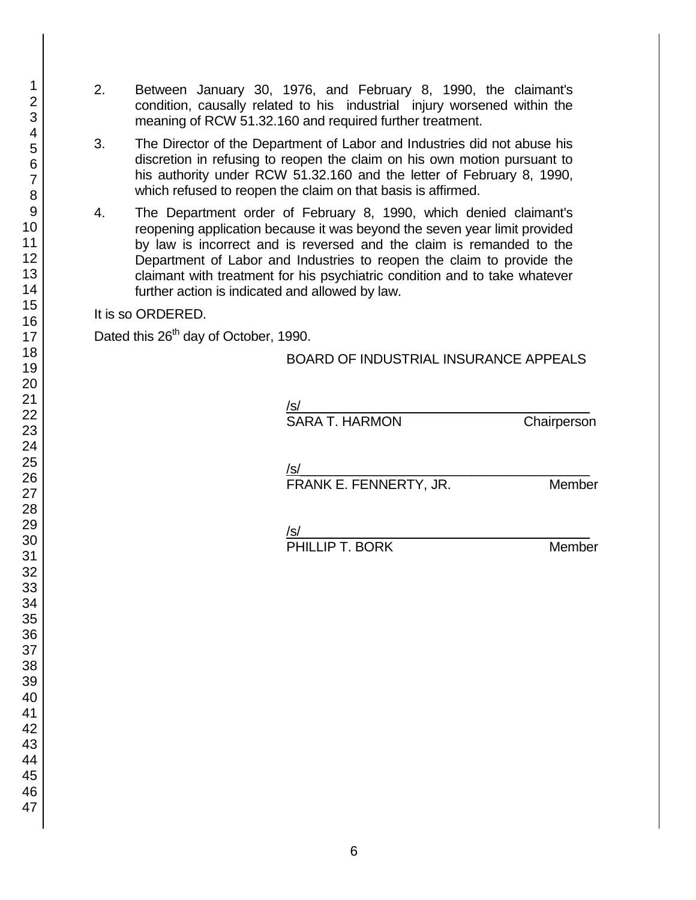2. Between January 30, 1976, and February 8, 1990, the claimant's condition, causally related to his industrial injury worsened within the meaning of RCW 51.32.160 and required further treatment.

3. The Director of the Department of Labor and Industries did not abuse his discretion in refusing to reopen the claim on his own motion pursuant to his authority under RCW 51.32.160 and the letter of February 8, 1990, which refused to reopen the claim on that basis is affirmed.

4. The Department order of February 8, 1990, which denied claimant's reopening application because it was beyond the seven year limit provided by law is incorrect and is reversed and the claim is remanded to the Department of Labor and Industries to reopen the claim to provide the claimant with treatment for his psychiatric condition and to take whatever further action is indicated and allowed by law.

It is so ORDERED.

Dated this 26th day of October, 1990.

BOARD OF INDUSTRIAL INSURANCE APPEALS

/s/
SARA T. HARMON Chairperson

/s/
FRANK E. FENNERTY, JR. Member

/s/
PHILLIP T. BORK Member